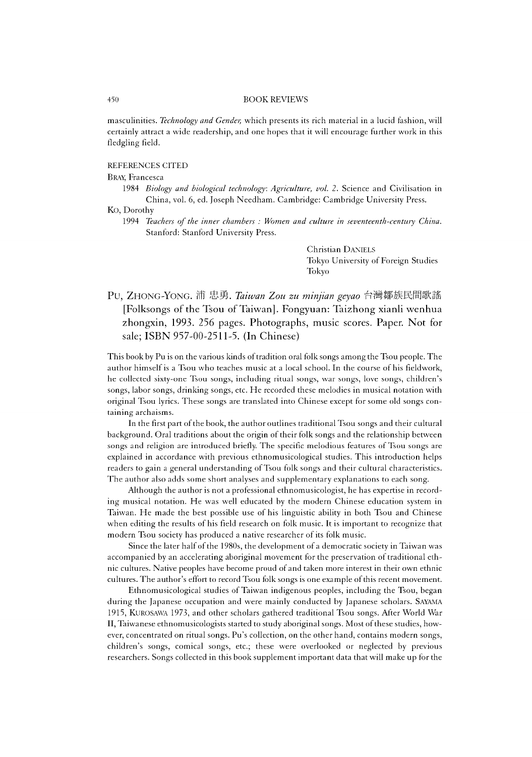masculinities. *Technology and Gender,* which presents its rich material in a lucid fashion, will certainly attract a wide readership, and one hopes that it will encourage further work in this fledgling field.

REFERENCES CITED

BRAY, Francesca

1984 *Biology and biological technology: Agriculture, vol. 2.* Science and Civilisation in China, vol. 6, ed. Joseph Needham. Cambridge: Cambridge University Press.

KO, Dorothy

1994 *Teachers of the inner chambers : Women and culture in seventeenth-century China.* Stanford: Stanford University Press.

Christian DANIELS
Tokyo University of Foreign Studies
Tokyo

## PU, ZHONG-YONG. 浦 忠勇. *Taiwan Zou zu minjian geyao* 台灣鄒族民間歌謠 [Folksongs of the Tsou of Taiwan]. Fongyuan: Taizhong xianli wenhua zhongxin, 1993. 256 pages. Photographs, music scores. Paper. Not for sale; ISBN 957-00-2511-5. (In Chinese)

This book by Pu is on the various kinds of tradition oral folk songs among the Tsou people. The author himself is a Tsou who teaches music at a local school. In the course of his fieldwork, he collected sixty-one Tsou songs, including ritual songs, war songs, love songs, children's songs, labor songs, drinking songs, etc. He recorded these melodies in musical notation with original Tsou lyrics. These songs are translated into Chinese except for some old songs containing archaisms.

In the first part of the book, the author outlines traditional Tsou songs and their cultural background. Oral traditions about the origin of their folk songs and the relationship between songs and religion are introduced briefly. The specific melodious features of Tsou songs are explained in accordance with previous ethnomusicological studies. This introduction helps readers to gain a general understanding of Tsou folk songs and their cultural characteristics. The author also adds some short analyses and supplementary explanations to each song.

Although the author is not a professional ethnomusicologist, he has expertise in recording musical notation. He was well educated by the modern Chinese education system in Taiwan. He made the best possible use of his linguistic ability in both Tsou and Chinese when editing the results of his field research on folk music. It is important to recognize that modern Tsou society has produced a native researcher of its folk music.

Since the later half of the 1980s, the development of a democratic society in Taiwan was accompanied by an accelerating aboriginal movement for the preservation of traditional ethnic cultures. Native peoples have become proud of and taken more interest in their own ethnic cultures. The author's effort to record Tsou folk songs is one example of this recent movement.

Ethnomusicological studies of Taiwan indigenous peoples, including the Tsou, began during the Japanese occupation and were mainly conducted by Japanese scholars. SAYAMA 1915, KUROSAWA 1973, and other scholars gathered traditional Tsou songs. After World War II, Taiwanese ethnomusicologists started to study aboriginal songs. Most of these studies, however, concentrated on ritual songs. Pu's collection, on the other hand, contains modern songs, children's songs, comical songs, etc.; these were overlooked or neglected by previous researchers. Songs collected in this book supplement important data that will make up for the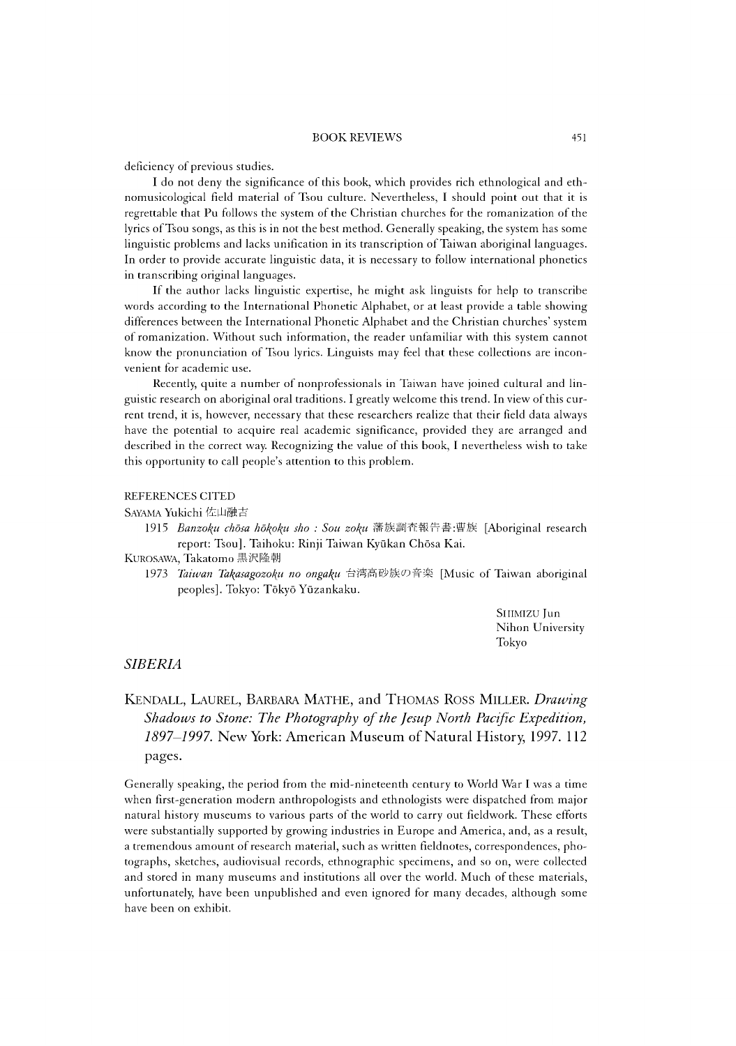deficiency of previous studies.

I do not deny the significance of this book, which provides rich ethnological and ethnomusicological field material of Tsou culture. Nevertheless, I should point out that it is regrettable that Pu follows the system of the Christian churches for the romanization of the lyrics of Tsou songs, as this is in not the best method. Generally speaking, the system has some linguistic problems and lacks unification in its transcription of Taiwan aboriginal languages. In order to provide accurate linguistic data, it is necessary to follow international phonetics in transcribing original languages.

If the author lacks linguistic expertise, he might ask linguists for help to transcribe words according to the International Phonetic Alphabet, or at least provide a table showing differences between the International Phonetic Alphabet and the Christian churches' system of romanization. Without such information, the reader unfamiliar with this system cannot know the pronunciation of Tsou lyrics. Linguists may feel that these collections are inconvenient for academic use.

Recently, quite a number of nonprofessionals in Taiwan have joined cultural and linguistic research on aboriginal oral traditions. I greatly welcome this trend. In view of this current trend, it is, however, necessary that these researchers realize that their field data always have the potential to acquire real academic significance, provided they are arranged and described in the correct way. Recognizing the value of this book, I nevertheless wish to take this opportunity to call people's attention to this problem.

REFERENCES CITED

SAYAMA Yukichi 佐山融吉

1915 *Banzoku chōsa hōkoku sho : Sou zoku* 蕃族調査報告書:曹族 [Aboriginal research report: Tsou]. Taihoku: Rinji Taiwan Kyūkan Chōsa Kai.

KUROSAWA, Takatomo 黒沢隆朝

1973 *Taiwan Takasagozoku no ongaku* 台湾高砂族の音楽 [Music of Taiwan aboriginal peoples]. Tokyo: Tōkyō Yūzankaku.

SHIMIZU Jun
Nihon University
Tokyo

## *SIBERIA*

### KENDALL, LAUREL, BARBARA MATHE, and THOMAS ROSS MILLER. *Drawing Shadows to Stone: The Photography of the Jesup North Pacific Expedition, 1897–1997.* New York: American Museum of Natural History, 1997. 112 pages.

Generally speaking, the period from the mid-nineteenth century to World War I was a time when first-generation modern anthropologists and ethnologists were dispatched from major natural history museums to various parts of the world to carry out fieldwork. These efforts were substantially supported by growing industries in Europe and America, and, as a result, a tremendous amount of research material, such as written fieldnotes, correspondences, photographs, sketches, audiovisual records, ethnographic specimens, and so on, were collected and stored in many museums and institutions all over the world. Much of these materials, unfortunately, have been unpublished and even ignored for many decades, although some have been on exhibit.